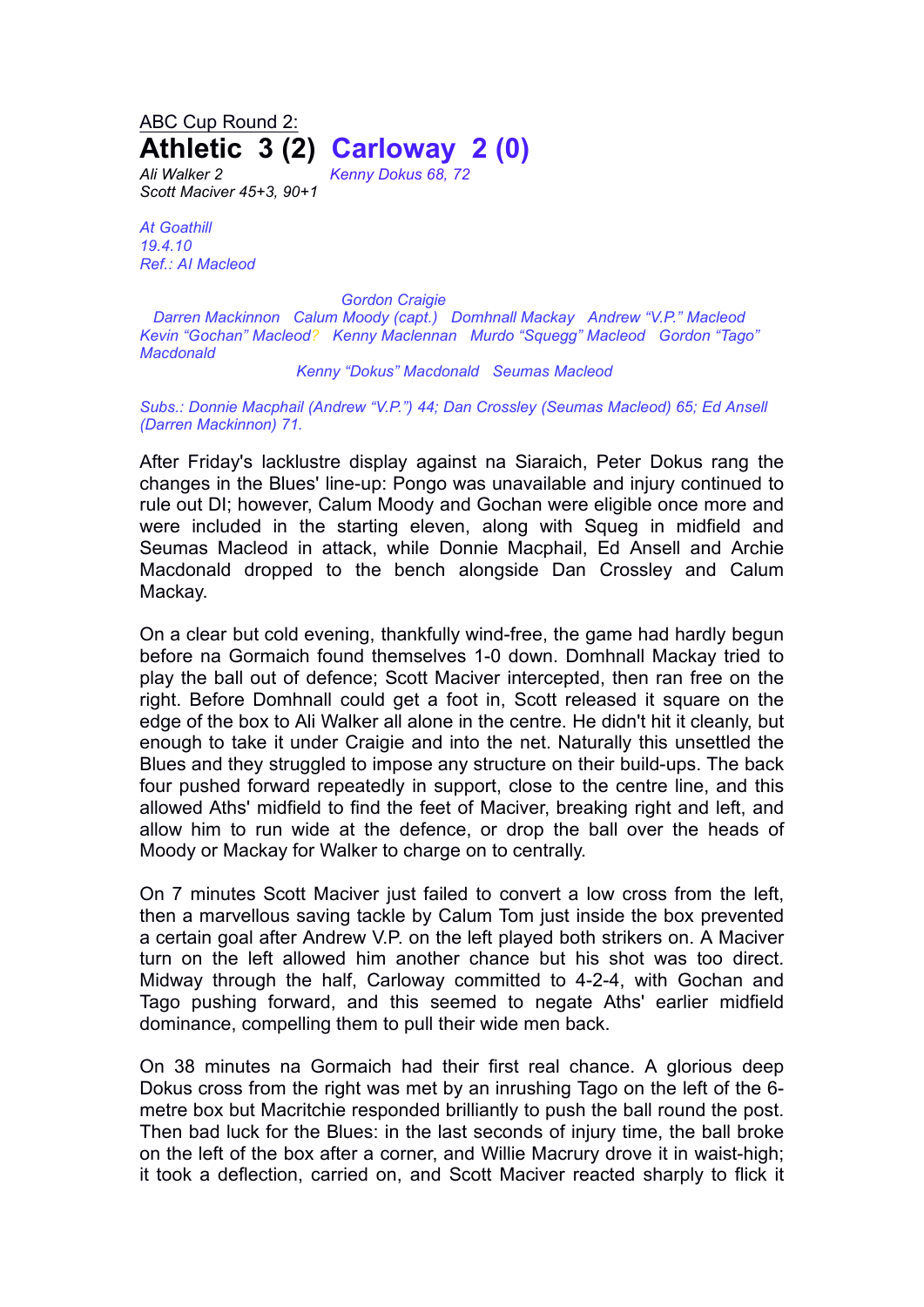ABC Cup Round 2:

# Athletic 3 (2) Carloway 2 (0)

*Ali Walker 2* *Kenny Dokus 68, 72*
*Scott Maciver 45+3, 90+1*

*At Goathill*
*19.4.10*
*Ref.: Al Macleod*

*Gordon Craigie*
*Darren Mackinnon Calum Moody (capt.) Domhnall Mackay Andrew "V.P." Macleod*
*Kevin "Gochan" Macleod? Kenny Maclennan Murdo "Squegg" Macleod Gordon "Tago" Macdonald*
*Kenny "Dokus" Macdonald Seumas Macleod*

*Subs.: Donnie Macphail (Andrew "V.P.") 44; Dan Crossley (Seumas Macleod) 65; Ed Ansell (Darren Mackinnon) 71.*

After Friday's lacklustre display against na Siaraich, Peter Dokus rang the changes in the Blues' line-up: Pongo was unavailable and injury continued to rule out DI; however, Calum Moody and Gochan were eligible once more and were included in the starting eleven, along with Squeg in midfield and Seumas Macleod in attack, while Donnie Macphail, Ed Ansell and Archie Macdonald dropped to the bench alongside Dan Crossley and Calum Mackay.

On a clear but cold evening, thankfully wind-free, the game had hardly begun before na Gormaich found themselves 1-0 down. Domhnall Mackay tried to play the ball out of defence; Scott Maciver intercepted, then ran free on the right. Before Domhnall could get a foot in, Scott released it square on the edge of the box to Ali Walker all alone in the centre. He didn't hit it cleanly, but enough to take it under Craigie and into the net. Naturally this unsettled the Blues and they struggled to impose any structure on their build-ups. The back four pushed forward repeatedly in support, close to the centre line, and this allowed Aths' midfield to find the feet of Maciver, breaking right and left, and allow him to run wide at the defence, or drop the ball over the heads of Moody or Mackay for Walker to charge on to centrally.

On 7 minutes Scott Maciver just failed to convert a low cross from the left, then a marvellous saving tackle by Calum Tom just inside the box prevented a certain goal after Andrew V.P. on the left played both strikers on. A Maciver turn on the left allowed him another chance but his shot was too direct. Midway through the half, Carloway committed to 4-2-4, with Gochan and Tago pushing forward, and this seemed to negate Aths' earlier midfield dominance, compelling them to pull their wide men back.

On 38 minutes na Gormaich had their first real chance. A glorious deep Dokus cross from the right was met by an inrushing Tago on the left of the 6-metre box but Macritchie responded brilliantly to push the ball round the post. Then bad luck for the Blues: in the last seconds of injury time, the ball broke on the left of the box after a corner, and Willie Macrury drove it in waist-high; it took a deflection, carried on, and Scott Maciver reacted sharply to flick it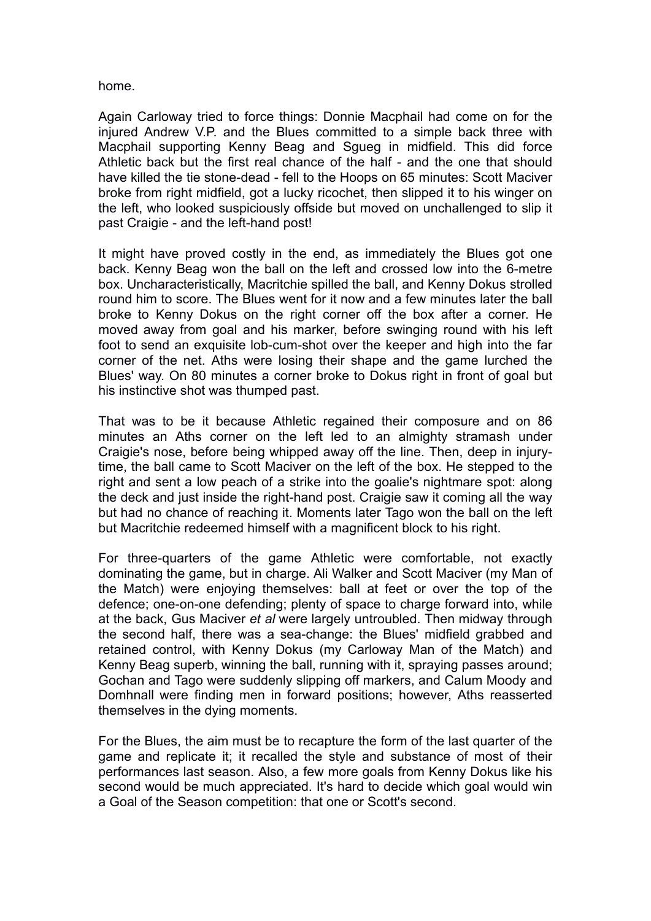home.

Again Carloway tried to force things: Donnie Macphail had come on for the injured Andrew V.P. and the Blues committed to a simple back three with Macphail supporting Kenny Beag and Sgueg in midfield. This did force Athletic back but the first real chance of the half - and the one that should have killed the tie stone-dead - fell to the Hoops on 65 minutes: Scott Maciver broke from right midfield, got a lucky ricochet, then slipped it to his winger on the left, who looked suspiciously offside but moved on unchallenged to slip it past Craigie - and the left-hand post!

It might have proved costly in the end, as immediately the Blues got one back. Kenny Beag won the ball on the left and crossed low into the 6-metre box. Uncharacteristically, Macritchie spilled the ball, and Kenny Dokus strolled round him to score. The Blues went for it now and a few minutes later the ball broke to Kenny Dokus on the right corner off the box after a corner. He moved away from goal and his marker, before swinging round with his left foot to send an exquisite lob-cum-shot over the keeper and high into the far corner of the net. Aths were losing their shape and the game lurched the Blues' way. On 80 minutes a corner broke to Dokus right in front of goal but his instinctive shot was thumped past.

That was to be it because Athletic regained their composure and on 86 minutes an Aths corner on the left led to an almighty stramash under Craigie's nose, before being whipped away off the line. Then, deep in injury-time, the ball came to Scott Maciver on the left of the box. He stepped to the right and sent a low peach of a strike into the goalie's nightmare spot: along the deck and just inside the right-hand post. Craigie saw it coming all the way but had no chance of reaching it. Moments later Tago won the ball on the left but Macritchie redeemed himself with a magnificent block to his right.

For three-quarters of the game Athletic were comfortable, not exactly dominating the game, but in charge. Ali Walker and Scott Maciver (my Man of the Match) were enjoying themselves: ball at feet or over the top of the defence; one-on-one defending; plenty of space to charge forward into, while at the back, Gus Maciver *et al* were largely untroubled. Then midway through the second half, there was a sea-change: the Blues' midfield grabbed and retained control, with Kenny Dokus (my Carloway Man of the Match) and Kenny Beag superb, winning the ball, running with it, spraying passes around; Gochan and Tago were suddenly slipping off markers, and Calum Moody and Domhnall were finding men in forward positions; however, Aths reasserted themselves in the dying moments.

For the Blues, the aim must be to recapture the form of the last quarter of the game and replicate it; it recalled the style and substance of most of their performances last season. Also, a few more goals from Kenny Dokus like his second would be much appreciated. It's hard to decide which goal would win a Goal of the Season competition: that one or Scott's second.